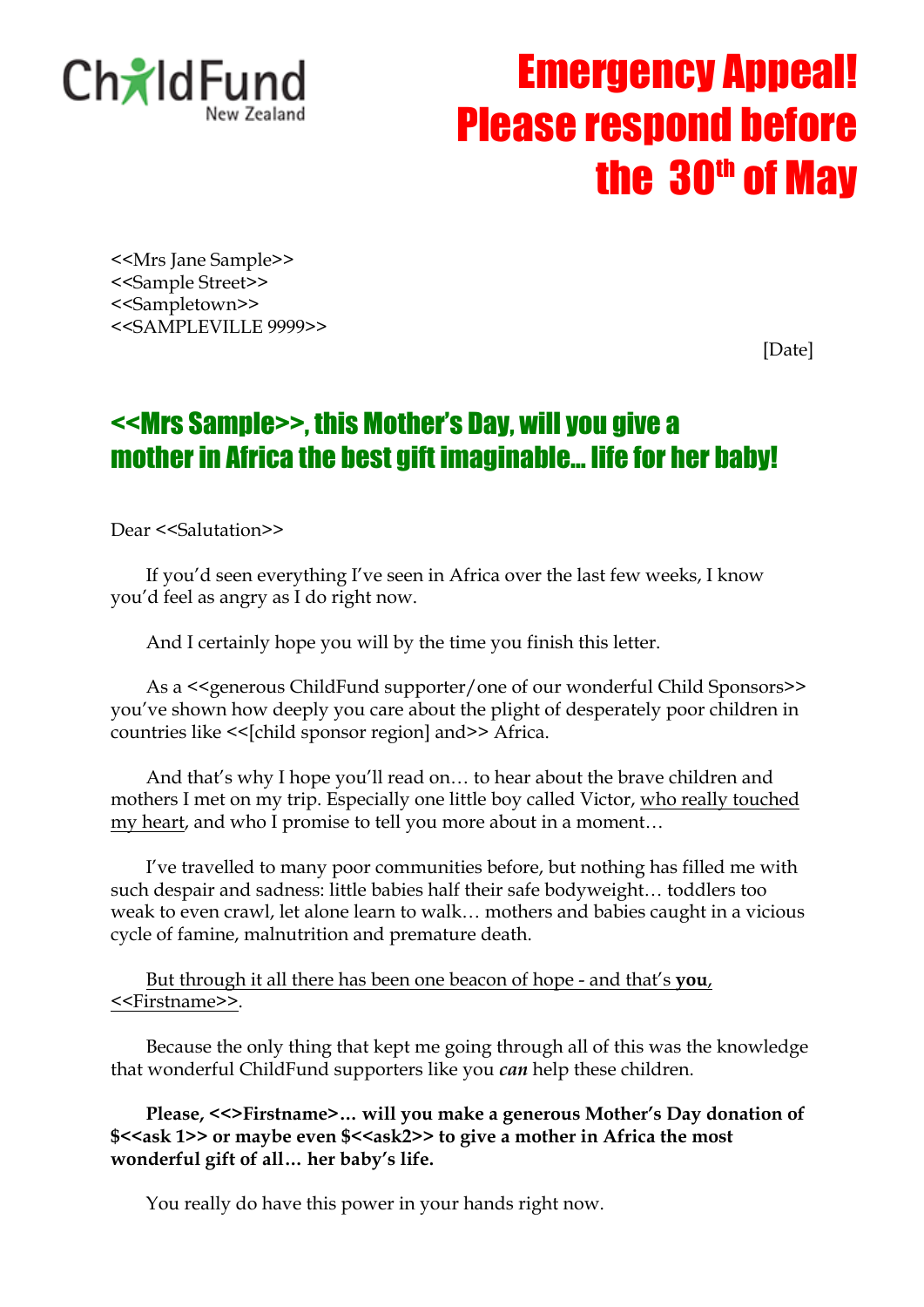ChildFund New Zealand

# Emergency Appeal! Please respond before the 30th of May

<<Mrs Jane Sample>>
<<Sample Street>>
<<Sampletown>>
<<SAMPLEVILLE 9999>>

[Date]

## <<Mrs Sample>>, this Mother's Day, will you give a mother in Africa the best gift imaginable... life for her baby!

Dear <<Salutation>>

If you'd seen everything I've seen in Africa over the last few weeks, I know you'd feel as angry as I do right now.

And I certainly hope you will by the time you finish this letter.

As a <<generous ChildFund supporter/one of our wonderful Child Sponsors>> you've shown how deeply you care about the plight of desperately poor children in countries like <<[child sponsor region] and>> Africa.

And that's why I hope you'll read on… to hear about the brave children and mothers I met on my trip. Especially one little boy called Victor, who really touched my heart, and who I promise to tell you more about in a moment…

I've travelled to many poor communities before, but nothing has filled me with such despair and sadness: little babies half their safe bodyweight… toddlers too weak to even crawl, let alone learn to walk… mothers and babies caught in a vicious cycle of famine, malnutrition and premature death.

But through it all there has been one beacon of hope - and that's **you**, <<Firstname>>.

Because the only thing that kept me going through all of this was the knowledge that wonderful ChildFund supporters like you ***can*** help these children.

**Please, <<>Firstname>… will you make a generous Mother's Day donation of $<<ask 1>> or maybe even $<<ask2>> to give a mother in Africa the most wonderful gift of all… her baby's life.**

You really do have this power in your hands right now.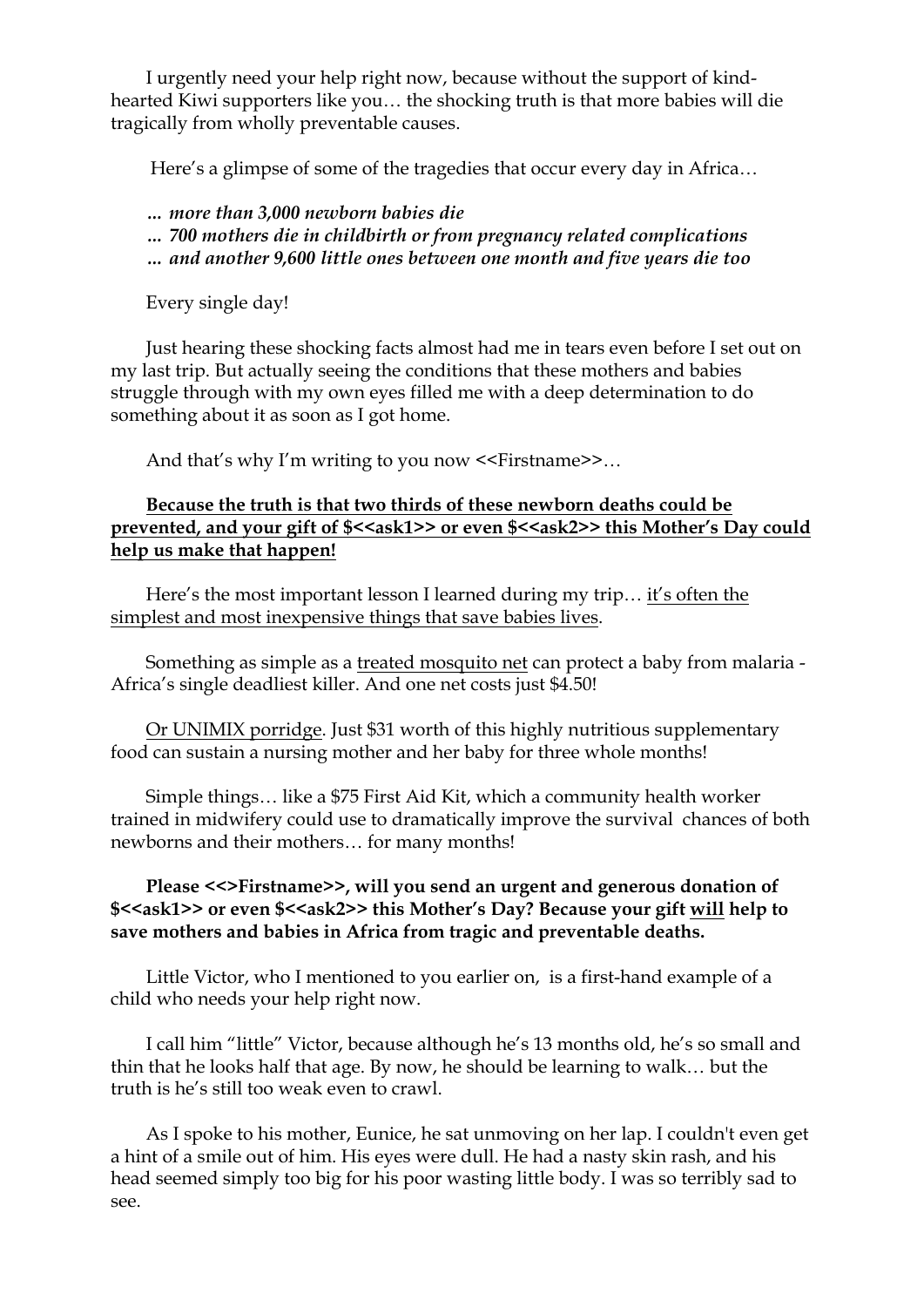I urgently need your help right now, because without the support of kind-hearted Kiwi supporters like you… the shocking truth is that more babies will die tragically from wholly preventable causes.

Here's a glimpse of some of the tragedies that occur every day in Africa…

*… more than 3,000 newborn babies die*  
*… 700 mothers die in childbirth or from pregnancy related complications*  
*… and another 9,600 little ones between one month and five years die too*

Every single day!

Just hearing these shocking facts almost had me in tears even before I set out on my last trip. But actually seeing the conditions that these mothers and babies struggle through with my own eyes filled me with a deep determination to do something about it as soon as I got home.

And that's why I'm writing to you now <<Firstname>>…

<u>**Because the truth is that two thirds of these newborn deaths could be prevented, and your gift of $<<ask1>> or even $<<ask2>> this Mother's Day could help us make that happen!**</u>

Here's the most important lesson I learned during my trip… <u>it's often the simplest and most inexpensive things that save babies lives</u>.

Something as simple as a <u>treated mosquito net</u> can protect a baby from malaria - Africa's single deadliest killer. And one net costs just $4.50!

<u>Or UNIMIX porridge</u>. Just $31 worth of this highly nutritious supplementary food can sustain a nursing mother and her baby for three whole months!

Simple things… like a $75 First Aid Kit, which a community health worker trained in midwifery could use to dramatically improve the survival chances of both newborns and their mothers… for many months!

**Please <<>Firstname>>, will you send an urgent and generous donation of $<<ask1>> or even $<<ask2>> this Mother's Day? Because your gift <u>will</u> help to save mothers and babies in Africa from tragic and preventable deaths.**

Little Victor, who I mentioned to you earlier on, is a first-hand example of a child who needs your help right now.

I call him "little" Victor, because although he's 13 months old, he's so small and thin that he looks half that age. By now, he should be learning to walk… but the truth is he's still too weak even to crawl.

As I spoke to his mother, Eunice, he sat unmoving on her lap. I couldn't even get a hint of a smile out of him. His eyes were dull. He had a nasty skin rash, and his head seemed simply too big for his poor wasting little body. I was so terribly sad to see.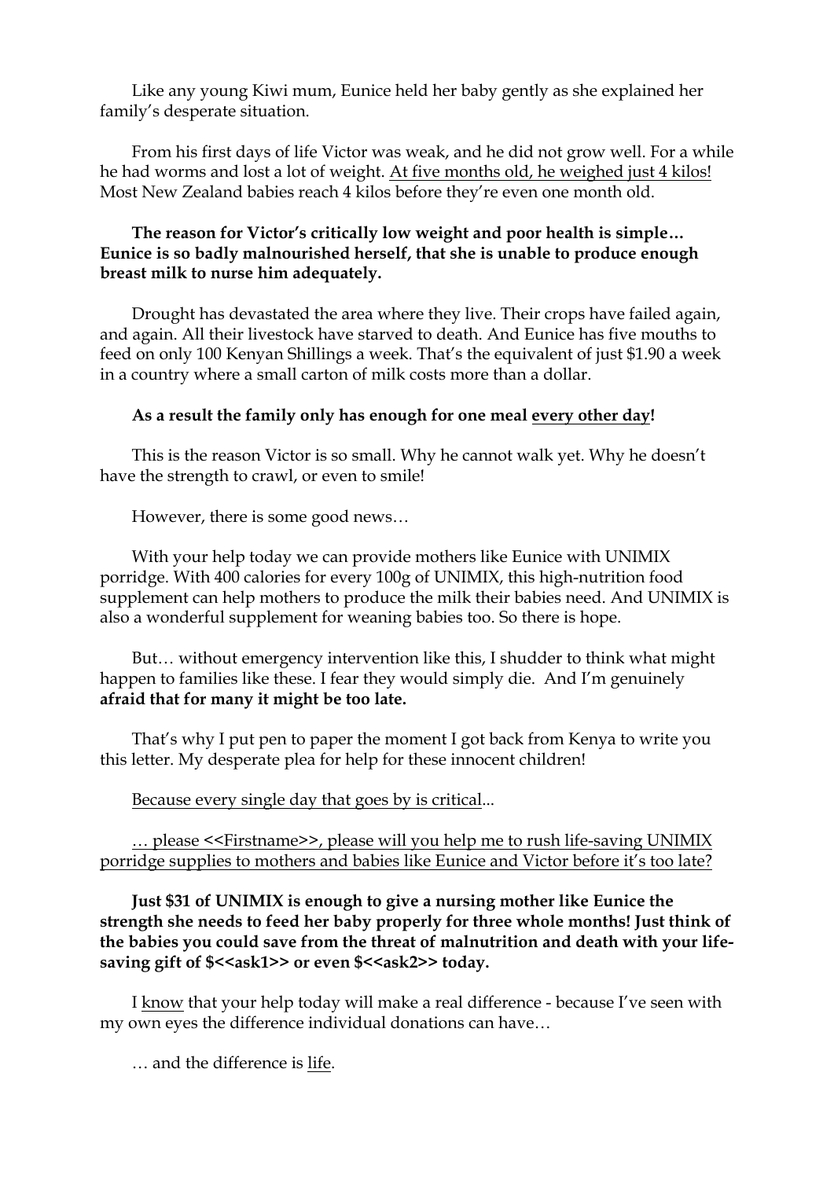Like any young Kiwi mum, Eunice held her baby gently as she explained her family's desperate situation.

From his first days of life Victor was weak, and he did not grow well. For a while he had worms and lost a lot of weight. <u>At five months old, he weighed just 4 kilos!</u> Most New Zealand babies reach 4 kilos before they're even one month old.

**The reason for Victor's critically low weight and poor health is simple… Eunice is so badly malnourished herself, that she is unable to produce enough breast milk to nurse him adequately.**

Drought has devastated the area where they live. Their crops have failed again, and again. All their livestock have starved to death. And Eunice has five mouths to feed on only 100 Kenyan Shillings a week. That's the equivalent of just $1.90 a week in a country where a small carton of milk costs more than a dollar.

**As a result the family only has enough for one meal <u>every other day</u>!**

This is the reason Victor is so small. Why he cannot walk yet. Why he doesn't have the strength to crawl, or even to smile!

However, there is some good news…

With your help today we can provide mothers like Eunice with UNIMIX porridge. With 400 calories for every 100g of UNIMIX, this high-nutrition food supplement can help mothers to produce the milk their babies need. And UNIMIX is also a wonderful supplement for weaning babies too. So there is hope.

But… without emergency intervention like this, I shudder to think what might happen to families like these. I fear they would simply die. And I'm genuinely **afraid that for many it might be too late.**

That's why I put pen to paper the moment I got back from Kenya to write you this letter. My desperate plea for help for these innocent children!

<u>Because every single day that goes by is critical</u>...

<u>… please <<Firstname>>, please will you help me to rush life-saving UNIMIX porridge supplies to mothers and babies like Eunice and Victor before it's too late?</u>

**Just $31 of UNIMIX is enough to give a nursing mother like Eunice the strength she needs to feed her baby properly for three whole months! Just think of the babies you could save from the threat of malnutrition and death with your life-saving gift of $<<ask1>> or even $<<ask2>> today.**

I <u>know</u> that your help today will make a real difference - because I've seen with my own eyes the difference individual donations can have…

… and the difference is <u>life</u>.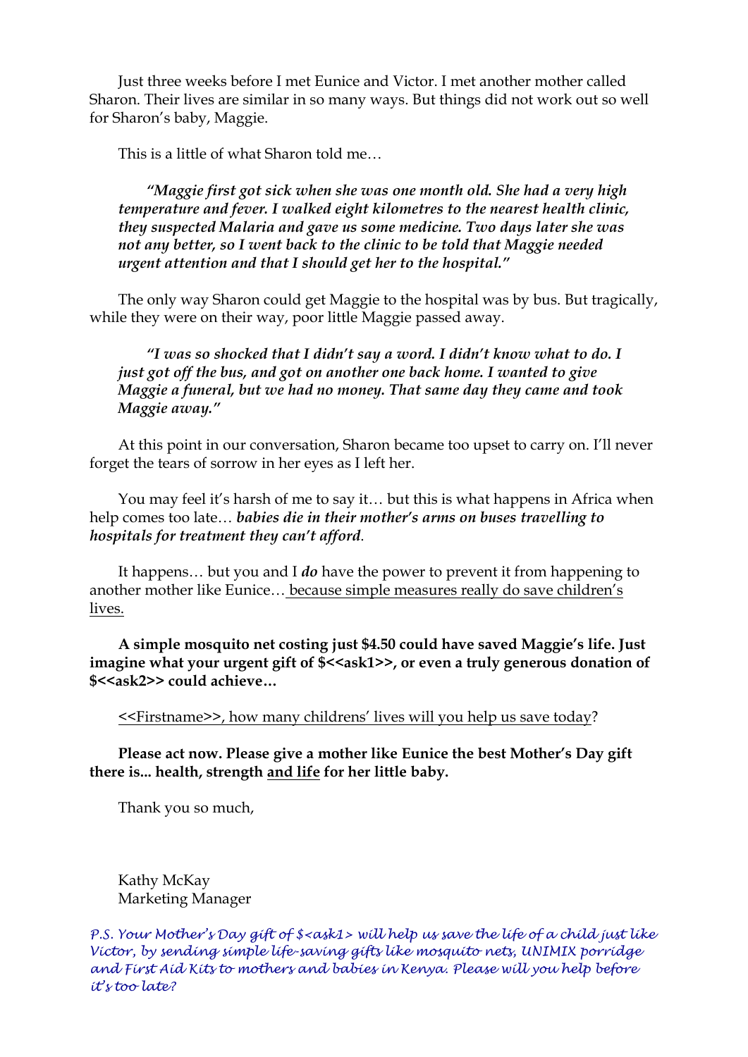Just three weeks before I met Eunice and Victor. I met another mother called Sharon. Their lives are similar in so many ways. But things did not work out so well for Sharon's baby, Maggie.

This is a little of what Sharon told me…

***"Maggie first got sick when she was one month old. She had a very high temperature and fever. I walked eight kilometres to the nearest health clinic, they suspected Malaria and gave us some medicine. Two days later she was not any better, so I went back to the clinic to be told that Maggie needed urgent attention and that I should get her to the hospital."***

The only way Sharon could get Maggie to the hospital was by bus. But tragically, while they were on their way, poor little Maggie passed away.

***"I was so shocked that I didn't say a word. I didn't know what to do. I just got off the bus, and got on another one back home. I wanted to give Maggie a funeral, but we had no money. That same day they came and took Maggie away."***

At this point in our conversation, Sharon became too upset to carry on. I'll never forget the tears of sorrow in her eyes as I left her.

You may feel it's harsh of me to say it… but this is what happens in Africa when help comes too late… ***babies die in their mother's arms on buses travelling to hospitals for treatment they can't afford***.

It happens… but you and I ***do*** have the power to prevent it from happening to another mother like Eunice… because simple measures really do save children's lives.

**A simple mosquito net costing just $4.50 could have saved Maggie's life. Just imagine what your urgent gift of $<<ask1>>, or even a truly generous donation of $<<ask2>> could achieve…**

<<Firstname>>, how many childrens' lives will you help us save today?

**Please act now. Please give a mother like Eunice the best Mother's Day gift there is... health, strength and life for her little baby.**

Thank you so much,

Kathy McKay
Marketing Manager

*P.S. Your Mother's Day gift of $<ask1> will help us save the life of a child just like Victor, by sending simple life-saving gifts like mosquito nets, UNIMIX porridge and First Aid Kits to mothers and babies in Kenya. Please will you help before it's too late?*